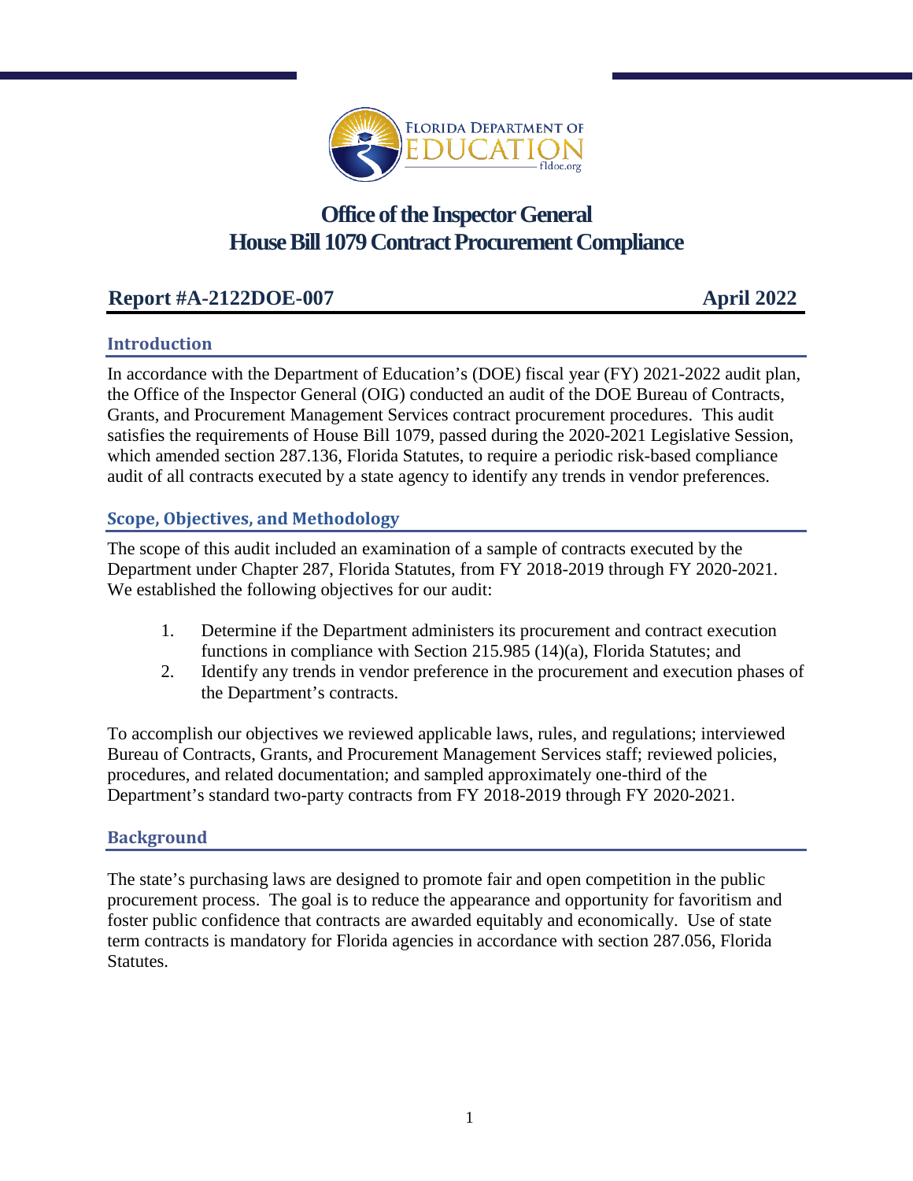# Office of the Inspector General
# House Bill 1079 Contract Procurement Compliance

**Report #A-2122DOE-007** **April 2022**

## Introduction

In accordance with the Department of Education's (DOE) fiscal year (FY) 2021-2022 audit plan, the Office of the Inspector General (OIG) conducted an audit of the DOE Bureau of Contracts, Grants, and Procurement Management Services contract procurement procedures. This audit satisfies the requirements of House Bill 1079, passed during the 2020-2021 Legislative Session, which amended section 287.136, Florida Statutes, to require a periodic risk-based compliance audit of all contracts executed by a state agency to identify any trends in vendor preferences.

## Scope, Objectives, and Methodology

The scope of this audit included an examination of a sample of contracts executed by the Department under Chapter 287, Florida Statutes, from FY 2018-2019 through FY 2020-2021. We established the following objectives for our audit:

1. Determine if the Department administers its procurement and contract execution functions in compliance with Section 215.985 (14)(a), Florida Statutes; and
2. Identify any trends in vendor preference in the procurement and execution phases of the Department's contracts.

To accomplish our objectives we reviewed applicable laws, rules, and regulations; interviewed Bureau of Contracts, Grants, and Procurement Management Services staff; reviewed policies, procedures, and related documentation; and sampled approximately one-third of the Department's standard two-party contracts from FY 2018-2019 through FY 2020-2021.

## Background

The state's purchasing laws are designed to promote fair and open competition in the public procurement process. The goal is to reduce the appearance and opportunity for favoritism and foster public confidence that contracts are awarded equitably and economically. Use of state term contracts is mandatory for Florida agencies in accordance with section 287.056, Florida Statutes.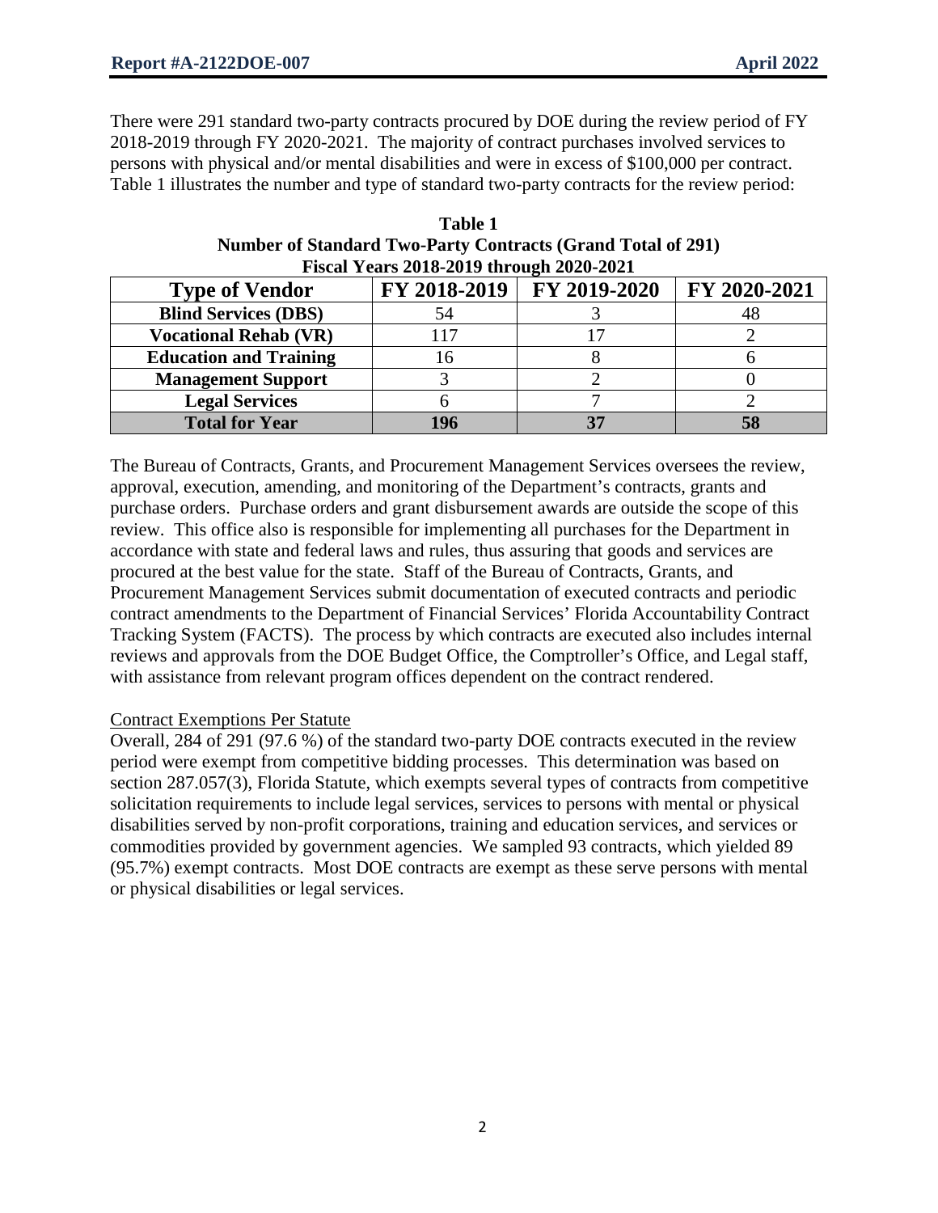There were 291 standard two-party contracts procured by DOE during the review period of FY 2018-2019 through FY 2020-2021. The majority of contract purchases involved services to persons with physical and/or mental disabilities and were in excess of $100,000 per contract. Table 1 illustrates the number and type of standard two-party contracts for the review period:

**Table 1**
**Number of Standard Two-Party Contracts (Grand Total of 291)**
**Fiscal Years 2018-2019 through 2020-2021**

| Type of Vendor | FY 2018-2019 | FY 2019-2020 | FY 2020-2021 |
|---|---|---|---|
| **Blind Services (DBS)** | 54 | 3 | 48 |
| **Vocational Rehab (VR)** | 117 | 17 | 2 |
| **Education and Training** | 16 | 8 | 6 |
| **Management Support** | 3 | 2 | 0 |
| **Legal Services** | 6 | 7 | 2 |
| **Total for Year** | **196** | **37** | **58** |

The Bureau of Contracts, Grants, and Procurement Management Services oversees the review, approval, execution, amending, and monitoring of the Department's contracts, grants and purchase orders. Purchase orders and grant disbursement awards are outside the scope of this review. This office also is responsible for implementing all purchases for the Department in accordance with state and federal laws and rules, thus assuring that goods and services are procured at the best value for the state. Staff of the Bureau of Contracts, Grants, and Procurement Management Services submit documentation of executed contracts and periodic contract amendments to the Department of Financial Services' Florida Accountability Contract Tracking System (FACTS). The process by which contracts are executed also includes internal reviews and approvals from the DOE Budget Office, the Comptroller's Office, and Legal staff, with assistance from relevant program offices dependent on the contract rendered.

<u>Contract Exemptions Per Statute</u>

Overall, 284 of 291 (97.6 %) of the standard two-party DOE contracts executed in the review period were exempt from competitive bidding processes. This determination was based on section 287.057(3), Florida Statute, which exempts several types of contracts from competitive solicitation requirements to include legal services, services to persons with mental or physical disabilities served by non-profit corporations, training and education services, and services or commodities provided by government agencies. We sampled 93 contracts, which yielded 89 (95.7%) exempt contracts. Most DOE contracts are exempt as these serve persons with mental or physical disabilities or legal services.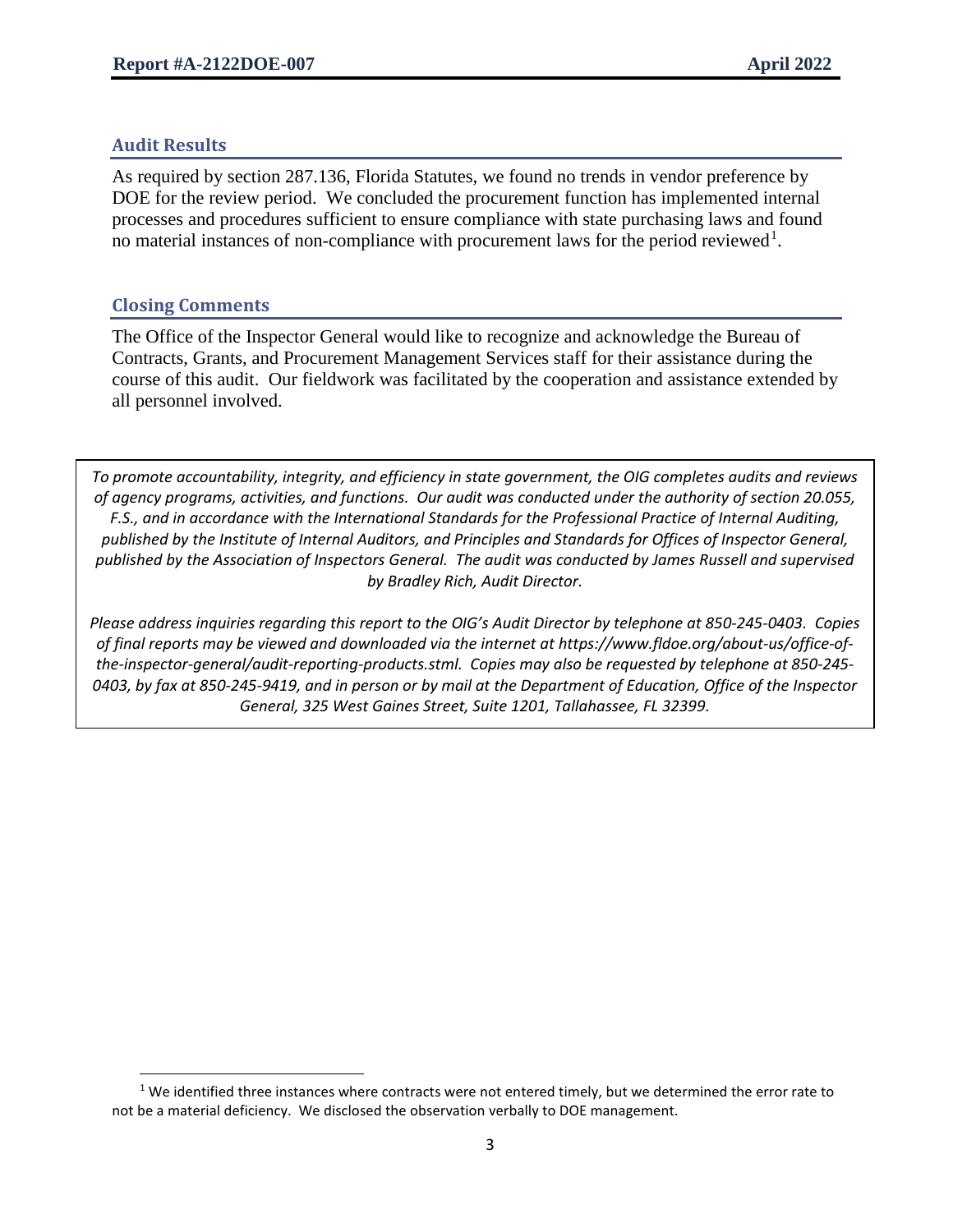## Audit Results

As required by section 287.136, Florida Statutes, we found no trends in vendor preference by DOE for the review period. We concluded the procurement function has implemented internal processes and procedures sufficient to ensure compliance with state purchasing laws and found no material instances of non-compliance with procurement laws for the period reviewed[1].

## Closing Comments

The Office of the Inspector General would like to recognize and acknowledge the Bureau of Contracts, Grants, and Procurement Management Services staff for their assistance during the course of this audit. Our fieldwork was facilitated by the cooperation and assistance extended by all personnel involved.

*To promote accountability, integrity, and efficiency in state government, the OIG completes audits and reviews of agency programs, activities, and functions. Our audit was conducted under the authority of section 20.055, F.S., and in accordance with the International Standards for the Professional Practice of Internal Auditing, published by the Institute of Internal Auditors, and Principles and Standards for Offices of Inspector General, published by the Association of Inspectors General. The audit was conducted by James Russell and supervised by Bradley Rich, Audit Director.*

*Please address inquiries regarding this report to the OIG's Audit Director by telephone at 850-245-0403. Copies of final reports may be viewed and downloaded via the internet at https://www.fldoe.org/about-us/office-of-the-inspector-general/audit-reporting-products.stml. Copies may also be requested by telephone at 850-245-0403, by fax at 850-245-9419, and in person or by mail at the Department of Education, Office of the Inspector General, 325 West Gaines Street, Suite 1201, Tallahassee, FL 32399.*

---

[1] We identified three instances where contracts were not entered timely, but we determined the error rate to not be a material deficiency. We disclosed the observation verbally to DOE management.